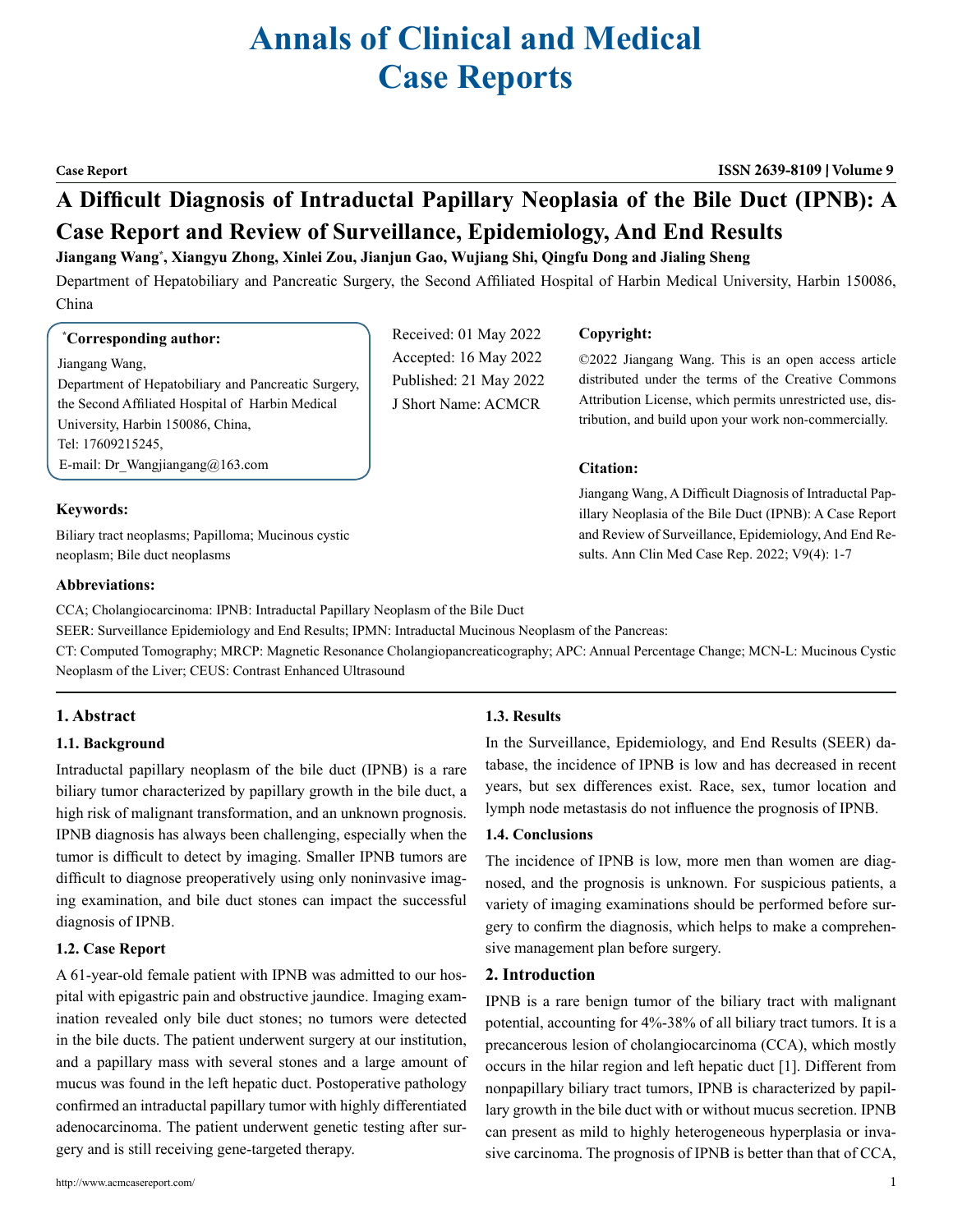# Annals of Clinical and Medical Case Reports

**Case Report**

# A Difficult Diagnosis of Intraductal Papillary Neoplasia of the Bile Duct (IPNB): A Case Report and Review of Surveillance, Epidemiology, And End Results

**Jiangang Wang*, Xiangyu Zhong, Xinlei Zou, Jianjun Gao, Wujiang Shi, Qingfu Dong and Jialing Sheng**

Department of Hepatobiliary and Pancreatic Surgery, the Second Affiliated Hospital of Harbin Medical University, Harbin 150086, China

**\*Corresponding author:**

Jiangang Wang,
Department of Hepatobiliary and Pancreatic Surgery, the Second Affiliated Hospital of Harbin Medical University, Harbin 150086, China,
Tel: 17609215245,
E-mail: Dr_Wangjiangang@163.com

Received: 01 May 2022
Accepted: 16 May 2022
Published: 21 May 2022
J Short Name: ACMCR

**Copyright:**

©2022 Jiangang Wang. This is an open access article distributed under the terms of the Creative Commons Attribution License, which permits unrestricted use, distribution, and build upon your work non-commercially.

**Citation:**

Jiangang Wang, A Difficult Diagnosis of Intraductal Papillary Neoplasia of the Bile Duct (IPNB): A Case Report and Review of Surveillance, Epidemiology, And End Results. Ann Clin Med Case Rep. 2022; V9(4): 1-7

**Keywords:**

Biliary tract neoplasms; Papilloma; Mucinous cystic neoplasm; Bile duct neoplasms

**Abbreviations:**

CCA; Cholangiocarcinoma: IPNB: Intraductal Papillary Neoplasm of the Bile Duct
SEER: Surveillance Epidemiology and End Results; IPMN: Intraductal Mucinous Neoplasm of the Pancreas:
CT: Computed Tomography; MRCP: Magnetic Resonance Cholangiopancreaticography; APC: Annual Percentage Change; MCN-L: Mucinous Cystic Neoplasm of the Liver; CEUS: Contrast Enhanced Ultrasound

## 1. Abstract

### 1.1. Background

Intraductal papillary neoplasm of the bile duct (IPNB) is a rare biliary tumor characterized by papillary growth in the bile duct, a high risk of malignant transformation, and an unknown prognosis. IPNB diagnosis has always been challenging, especially when the tumor is difficult to detect by imaging. Smaller IPNB tumors are difficult to diagnose preoperatively using only noninvasive imaging examination, and bile duct stones can impact the successful diagnosis of IPNB.

### 1.2. Case Report

A 61-year-old female patient with IPNB was admitted to our hospital with epigastric pain and obstructive jaundice. Imaging examination revealed only bile duct stones; no tumors were detected in the bile ducts. The patient underwent surgery at our institution, and a papillary mass with several stones and a large amount of mucus was found in the left hepatic duct. Postoperative pathology confirmed an intraductal papillary tumor with highly differentiated adenocarcinoma. The patient underwent genetic testing after surgery and is still receiving gene-targeted therapy.

### 1.3. Results

In the Surveillance, Epidemiology, and End Results (SEER) database, the incidence of IPNB is low and has decreased in recent years, but sex differences exist. Race, sex, tumor location and lymph node metastasis do not influence the prognosis of IPNB.

### 1.4. Conclusions

The incidence of IPNB is low, more men than women are diagnosed, and the prognosis is unknown. For suspicious patients, a variety of imaging examinations should be performed before surgery to confirm the diagnosis, which helps to make a comprehensive management plan before surgery.

## 2. Introduction

IPNB is a rare benign tumor of the biliary tract with malignant potential, accounting for 4%-38% of all biliary tract tumors. It is a precancerous lesion of cholangiocarcinoma (CCA), which mostly occurs in the hilar region and left hepatic duct [1]. Different from nonpapillary biliary tract tumors, IPNB is characterized by papillary growth in the bile duct with or without mucus secretion. IPNB can present as mild to highly heterogeneous hyperplasia or invasive carcinoma. The prognosis of IPNB is better than that of CCA,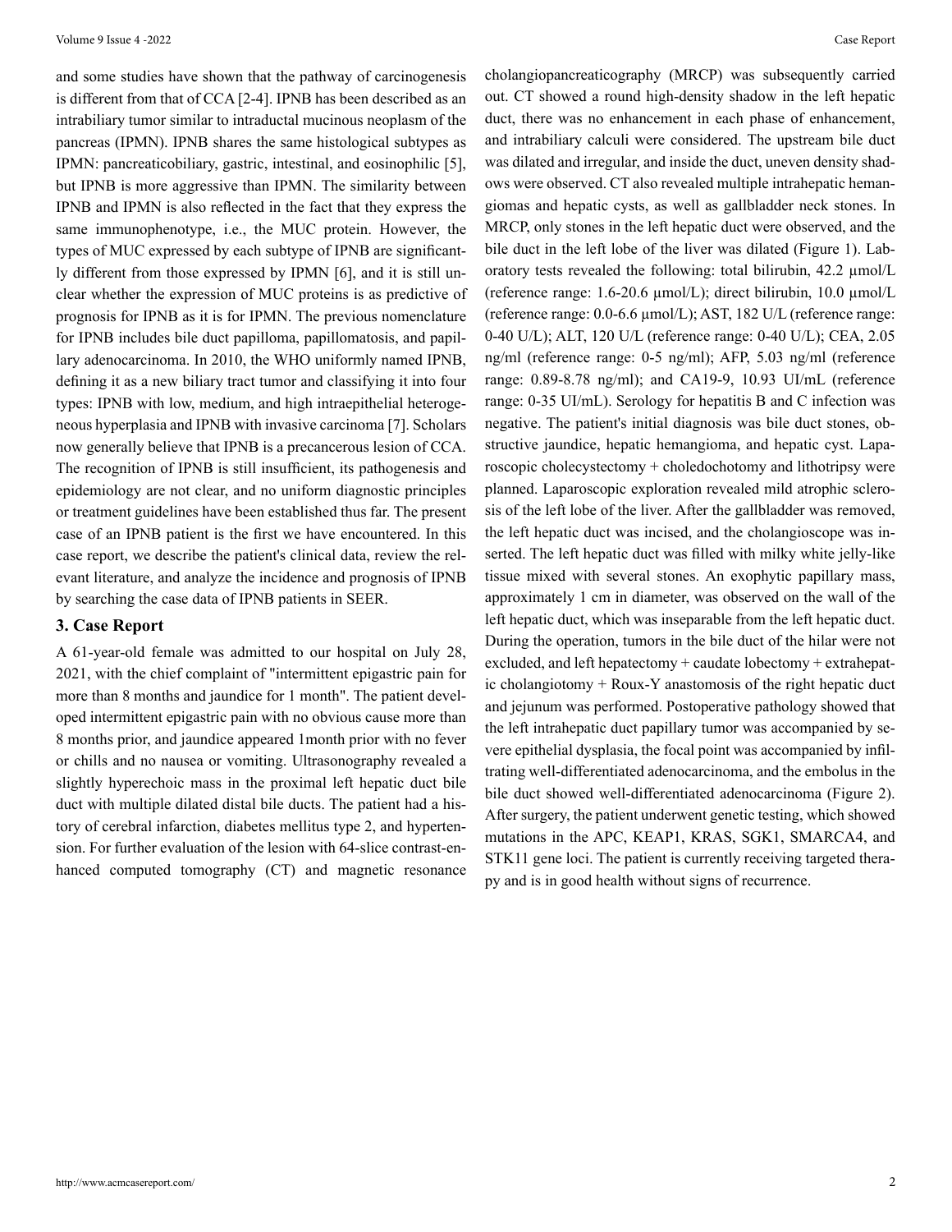and some studies have shown that the pathway of carcinogenesis is different from that of CCA [2-4]. IPNB has been described as an intrabiliary tumor similar to intraductal mucinous neoplasm of the pancreas (IPMN). IPNB shares the same histological subtypes as IPMN: pancreaticobiliary, gastric, intestinal, and eosinophilic [5], but IPNB is more aggressive than IPMN. The similarity between IPNB and IPMN is also reflected in the fact that they express the same immunophenotype, i.e., the MUC protein. However, the types of MUC expressed by each subtype of IPNB are significantly different from those expressed by IPMN [6], and it is still unclear whether the expression of MUC proteins is as predictive of prognosis for IPNB as it is for IPMN. The previous nomenclature for IPNB includes bile duct papilloma, papillomatosis, and papillary adenocarcinoma. In 2010, the WHO uniformly named IPNB, defining it as a new biliary tract tumor and classifying it into four types: IPNB with low, medium, and high intraepithelial heterogeneous hyperplasia and IPNB with invasive carcinoma [7]. Scholars now generally believe that IPNB is a precancerous lesion of CCA. The recognition of IPNB is still insufficient, its pathogenesis and epidemiology are not clear, and no uniform diagnostic principles or treatment guidelines have been established thus far. The present case of an IPNB patient is the first we have encountered. In this case report, we describe the patient's clinical data, review the relevant literature, and analyze the incidence and prognosis of IPNB by searching the case data of IPNB patients in SEER.

## 3. Case Report

A 61-year-old female was admitted to our hospital on July 28, 2021, with the chief complaint of "intermittent epigastric pain for more than 8 months and jaundice for 1 month". The patient developed intermittent epigastric pain with no obvious cause more than 8 months prior, and jaundice appeared 1month prior with no fever or chills and no nausea or vomiting. Ultrasonography revealed a slightly hyperechoic mass in the proximal left hepatic duct bile duct with multiple dilated distal bile ducts. The patient had a history of cerebral infarction, diabetes mellitus type 2, and hypertension. For further evaluation of the lesion with 64-slice contrast-enhanced computed tomography (CT) and magnetic resonance cholangiopancreaticography (MRCP) was subsequently carried out. CT showed a round high-density shadow in the left hepatic duct, there was no enhancement in each phase of enhancement, and intrabiliary calculi were considered. The upstream bile duct was dilated and irregular, and inside the duct, uneven density shadows were observed. CT also revealed multiple intrahepatic hemangiomas and hepatic cysts, as well as gallbladder neck stones. In MRCP, only stones in the left hepatic duct were observed, and the bile duct in the left lobe of the liver was dilated (Figure 1). Laboratory tests revealed the following: total bilirubin, 42.2 μmol/L (reference range: 1.6-20.6 μmol/L); direct bilirubin, 10.0 μmol/L (reference range: 0.0-6.6 μmol/L); AST, 182 U/L (reference range: 0-40 U/L); ALT, 120 U/L (reference range: 0-40 U/L); CEA, 2.05 ng/ml (reference range: 0-5 ng/ml); AFP, 5.03 ng/ml (reference range: 0.89-8.78 ng/ml); and CA19-9, 10.93 UI/mL (reference range: 0-35 UI/mL). Serology for hepatitis B and C infection was negative. The patient's initial diagnosis was bile duct stones, obstructive jaundice, hepatic hemangioma, and hepatic cyst. Laparoscopic cholecystectomy + choledochotomy and lithotripsy were planned. Laparoscopic exploration revealed mild atrophic sclerosis of the left lobe of the liver. After the gallbladder was removed, the left hepatic duct was incised, and the cholangioscope was inserted. The left hepatic duct was filled with milky white jelly-like tissue mixed with several stones. An exophytic papillary mass, approximately 1 cm in diameter, was observed on the wall of the left hepatic duct, which was inseparable from the left hepatic duct. During the operation, tumors in the bile duct of the hilar were not excluded, and left hepatectomy + caudate lobectomy + extrahepatic cholangiotomy + Roux-Y anastomosis of the right hepatic duct and jejunum was performed. Postoperative pathology showed that the left intrahepatic duct papillary tumor was accompanied by severe epithelial dysplasia, the focal point was accompanied by infiltrating well-differentiated adenocarcinoma, and the embolus in the bile duct showed well-differentiated adenocarcinoma (Figure 2). After surgery, the patient underwent genetic testing, which showed mutations in the APC, KEAP1, KRAS, SGK1, SMARCA4, and STK11 gene loci. The patient is currently receiving targeted therapy and is in good health without signs of recurrence.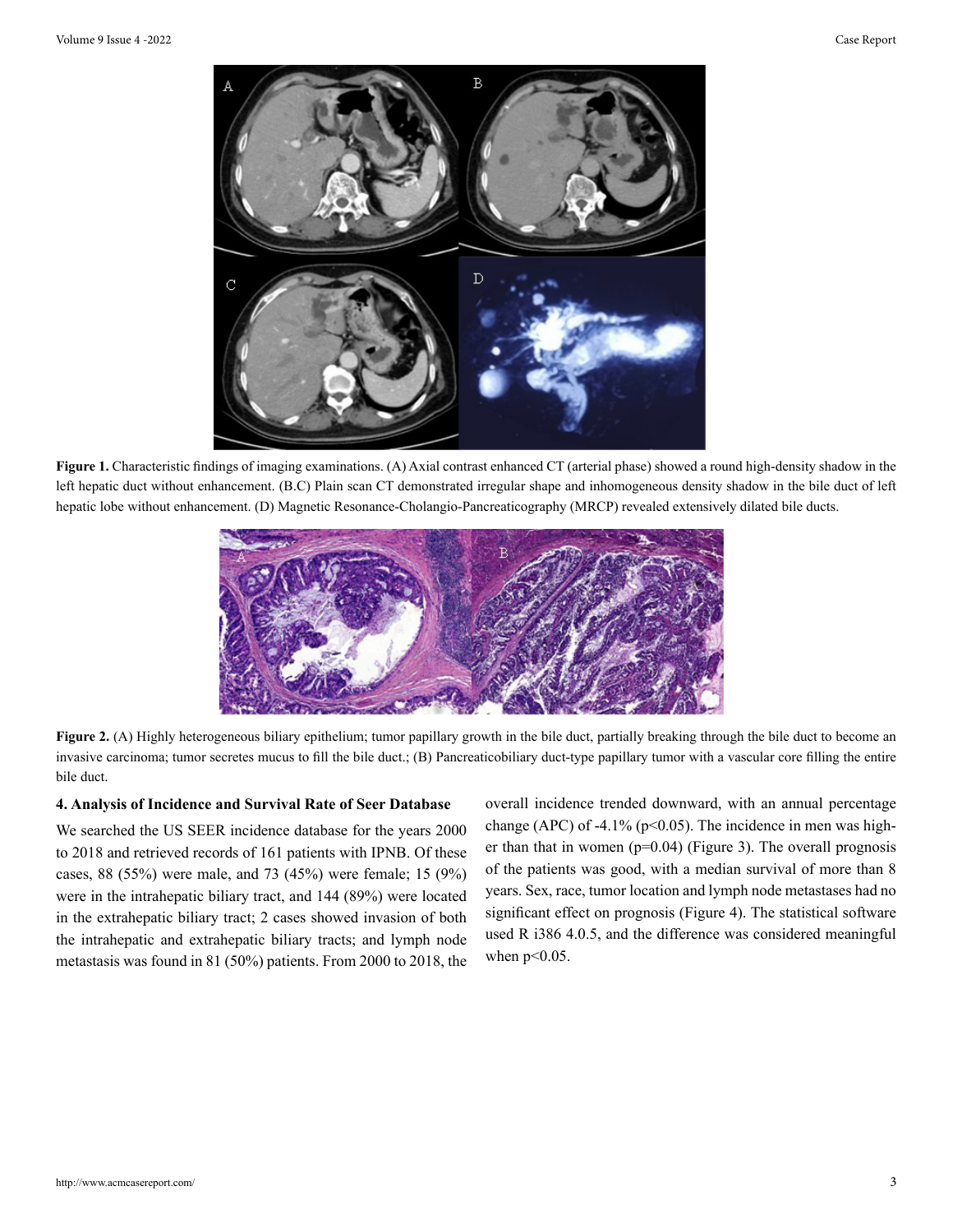**Figure 1.** Characteristic findings of imaging examinations. (A) Axial contrast enhanced CT (arterial phase) showed a round high-density shadow in the left hepatic duct without enhancement. (B.C) Plain scan CT demonstrated irregular shape and inhomogeneous density shadow in the bile duct of left hepatic lobe without enhancement. (D) Magnetic Resonance-Cholangio-Pancreaticography (MRCP) revealed extensively dilated bile ducts.

**Figure 2.** (A) Highly heterogeneous biliary epithelium; tumor papillary growth in the bile duct, partially breaking through the bile duct to become an invasive carcinoma; tumor secretes mucus to fill the bile duct.; (B) Pancreaticobiliary duct-type papillary tumor with a vascular core filling the entire bile duct.

### 4. Analysis of Incidence and Survival Rate of Seer Database

We searched the US SEER incidence database for the years 2000 to 2018 and retrieved records of 161 patients with IPNB. Of these cases, 88 (55%) were male, and 73 (45%) were female; 15 (9%) were in the intrahepatic biliary tract, and 144 (89%) were located in the extrahepatic biliary tract; 2 cases showed invasion of both the intrahepatic and extrahepatic biliary tracts; and lymph node metastasis was found in 81 (50%) patients. From 2000 to 2018, the overall incidence trended downward, with an annual percentage change (APC) of -4.1% ($p<0.05$). The incidence in men was higher than that in women ($p=0.04$) (Figure 3). The overall prognosis of the patients was good, with a median survival of more than 8 years. Sex, race, tumor location and lymph node metastases had no significant effect on prognosis (Figure 4). The statistical software used R i386 4.0.5, and the difference was considered meaningful when $p<0.05$.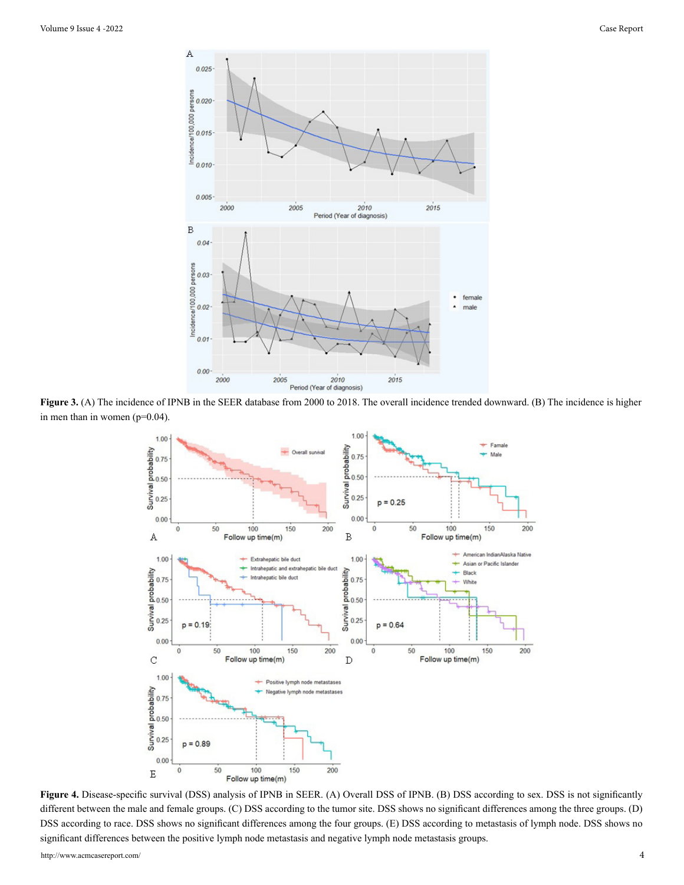**Figure 3.** (A) The incidence of IPNB in the SEER database from 2000 to 2018. The overall incidence trended downward. (B) The incidence is higher in men than in women (p=0.04).

**Figure 4.** Disease-specific survival (DSS) analysis of IPNB in SEER. (A) Overall DSS of IPNB. (B) DSS according to sex. DSS is not significantly different between the male and female groups. (C) DSS according to the tumor site. DSS shows no significant differences among the three groups. (D) DSS according to race. DSS shows no significant differences among the four groups. (E) DSS according to metastasis of lymph node. DSS shows no significant differences between the positive lymph node metastasis and negative lymph node metastasis groups.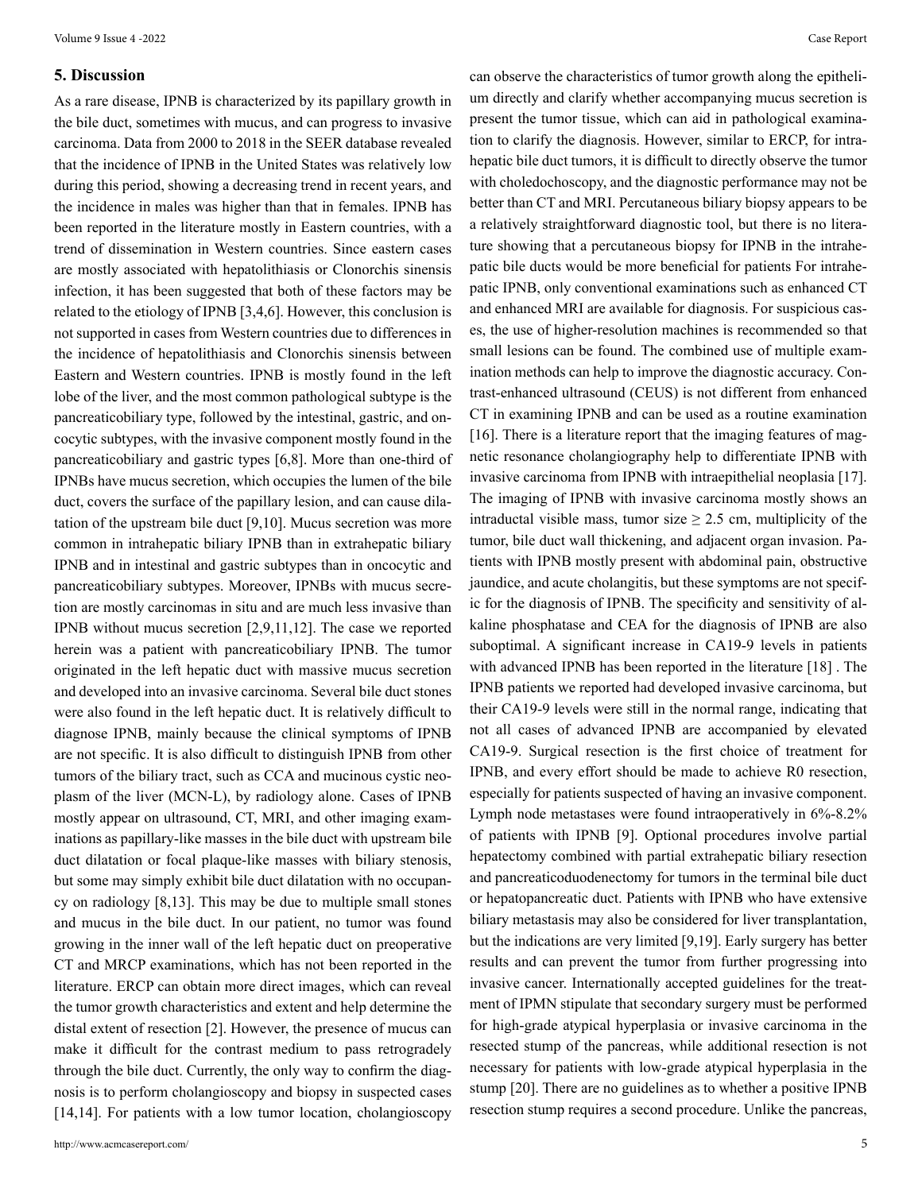## 5. Discussion

As a rare disease, IPNB is characterized by its papillary growth in the bile duct, sometimes with mucus, and can progress to invasive carcinoma. Data from 2000 to 2018 in the SEER database revealed that the incidence of IPNB in the United States was relatively low during this period, showing a decreasing trend in recent years, and the incidence in males was higher than that in females. IPNB has been reported in the literature mostly in Eastern countries, with a trend of dissemination in Western countries. Since eastern cases are mostly associated with hepatolithiasis or Clonorchis sinensis infection, it has been suggested that both of these factors may be related to the etiology of IPNB [3,4,6]. However, this conclusion is not supported in cases from Western countries due to differences in the incidence of hepatolithiasis and Clonorchis sinensis between Eastern and Western countries. IPNB is mostly found in the left lobe of the liver, and the most common pathological subtype is the pancreaticobiliary type, followed by the intestinal, gastric, and oncocytic subtypes, with the invasive component mostly found in the pancreaticobiliary and gastric types [6,8]. More than one-third of IPNBs have mucus secretion, which occupies the lumen of the bile duct, covers the surface of the papillary lesion, and can cause dilatation of the upstream bile duct [9,10]. Mucus secretion was more common in intrahepatic biliary IPNB than in extrahepatic biliary IPNB and in intestinal and gastric subtypes than in oncocytic and pancreaticobiliary subtypes. Moreover, IPNBs with mucus secretion are mostly carcinomas in situ and are much less invasive than IPNB without mucus secretion [2,9,11,12]. The case we reported herein was a patient with pancreaticobiliary IPNB. The tumor originated in the left hepatic duct with massive mucus secretion and developed into an invasive carcinoma. Several bile duct stones were also found in the left hepatic duct. It is relatively difficult to diagnose IPNB, mainly because the clinical symptoms of IPNB are not specific. It is also difficult to distinguish IPNB from other tumors of the biliary tract, such as CCA and mucinous cystic neoplasm of the liver (MCN-L), by radiology alone. Cases of IPNB mostly appear on ultrasound, CT, MRI, and other imaging examinations as papillary-like masses in the bile duct with upstream bile duct dilatation or focal plaque-like masses with biliary stenosis, but some may simply exhibit bile duct dilatation with no occupancy on radiology [8,13]. This may be due to multiple small stones and mucus in the bile duct. In our patient, no tumor was found growing in the inner wall of the left hepatic duct on preoperative CT and MRCP examinations, which has not been reported in the literature. ERCP can obtain more direct images, which can reveal the tumor growth characteristics and extent and help determine the distal extent of resection [2]. However, the presence of mucus can make it difficult for the contrast medium to pass retrogradely through the bile duct. Currently, the only way to confirm the diagnosis is to perform cholangioscopy and biopsy in suspected cases [14,14]. For patients with a low tumor location, cholangioscopy can observe the characteristics of tumor growth along the epithelium directly and clarify whether accompanying mucus secretion is present the tumor tissue, which can aid in pathological examination to clarify the diagnosis. However, similar to ERCP, for intrahepatic bile duct tumors, it is difficult to directly observe the tumor with choledochoscopy, and the diagnostic performance may not be better than CT and MRI. Percutaneous biliary biopsy appears to be a relatively straightforward diagnostic tool, but there is no literature showing that a percutaneous biopsy for IPNB in the intrahepatic bile ducts would be more beneficial for patients For intrahepatic IPNB, only conventional examinations such as enhanced CT and enhanced MRI are available for diagnosis. For suspicious cases, the use of higher-resolution machines is recommended so that small lesions can be found. The combined use of multiple examination methods can help to improve the diagnostic accuracy. Contrast-enhanced ultrasound (CEUS) is not different from enhanced CT in examining IPNB and can be used as a routine examination [16]. There is a literature report that the imaging features of magnetic resonance cholangiography help to differentiate IPNB with invasive carcinoma from IPNB with intraepithelial neoplasia [17]. The imaging of IPNB with invasive carcinoma mostly shows an intraductal visible mass, tumor size $\geq$ 2.5 cm, multiplicity of the tumor, bile duct wall thickening, and adjacent organ invasion. Patients with IPNB mostly present with abdominal pain, obstructive jaundice, and acute cholangitis, but these symptoms are not specific for the diagnosis of IPNB. The specificity and sensitivity of alkaline phosphatase and CEA for the diagnosis of IPNB are also suboptimal. A significant increase in CA19-9 levels in patients with advanced IPNB has been reported in the literature [18] . The IPNB patients we reported had developed invasive carcinoma, but their CA19-9 levels were still in the normal range, indicating that not all cases of advanced IPNB are accompanied by elevated CA19-9. Surgical resection is the first choice of treatment for IPNB, and every effort should be made to achieve R0 resection, especially for patients suspected of having an invasive component. Lymph node metastases were found intraoperatively in 6%-8.2% of patients with IPNB [9]. Optional procedures involve partial hepatectomy combined with partial extrahepatic biliary resection and pancreaticoduodenectomy for tumors in the terminal bile duct or hepatopancreatic duct. Patients with IPNB who have extensive biliary metastasis may also be considered for liver transplantation, but the indications are very limited [9,19]. Early surgery has better results and can prevent the tumor from further progressing into invasive cancer. Internationally accepted guidelines for the treatment of IPMN stipulate that secondary surgery must be performed for high-grade atypical hyperplasia or invasive carcinoma in the resected stump of the pancreas, while additional resection is not necessary for patients with low-grade atypical hyperplasia in the stump [20]. There are no guidelines as to whether a positive IPNB resection stump requires a second procedure. Unlike the pancreas,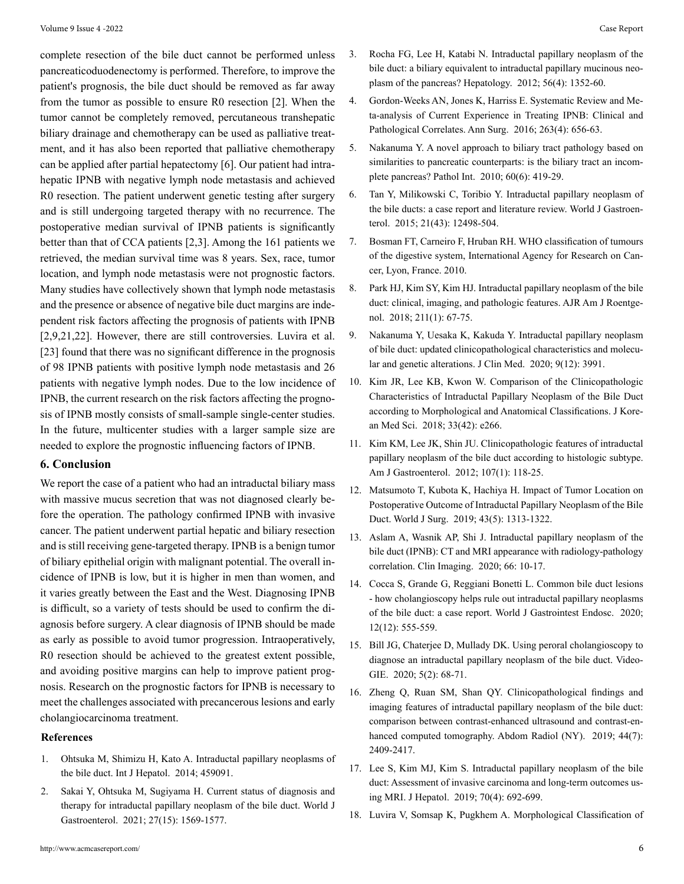complete resection of the bile duct cannot be performed unless pancreaticoduodenectomy is performed. Therefore, to improve the patient's prognosis, the bile duct should be removed as far away from the tumor as possible to ensure R0 resection [2]. When the tumor cannot be completely removed, percutaneous transhepatic biliary drainage and chemotherapy can be used as palliative treatment, and it has also been reported that palliative chemotherapy can be applied after partial hepatectomy [6]. Our patient had intrahepatic IPNB with negative lymph node metastasis and achieved R0 resection. The patient underwent genetic testing after surgery and is still undergoing targeted therapy with no recurrence. The postoperative median survival of IPNB patients is significantly better than that of CCA patients [2,3]. Among the 161 patients we retrieved, the median survival time was 8 years. Sex, race, tumor location, and lymph node metastasis were not prognostic factors. Many studies have collectively shown that lymph node metastasis and the presence or absence of negative bile duct margins are independent risk factors affecting the prognosis of patients with IPNB [2,9,21,22]. However, there are still controversies. Luvira et al. [23] found that there was no significant difference in the prognosis of 98 IPNB patients with positive lymph node metastasis and 26 patients with negative lymph nodes. Due to the low incidence of IPNB, the current research on the risk factors affecting the prognosis of IPNB mostly consists of small-sample single-center studies. In the future, multicenter studies with a larger sample size are needed to explore the prognostic influencing factors of IPNB.

## 6. Conclusion

We report the case of a patient who had an intraductal biliary mass with massive mucus secretion that was not diagnosed clearly before the operation. The pathology confirmed IPNB with invasive cancer. The patient underwent partial hepatic and biliary resection and is still receiving gene-targeted therapy. IPNB is a benign tumor of biliary epithelial origin with malignant potential. The overall incidence of IPNB is low, but it is higher in men than women, and it varies greatly between the East and the West. Diagnosing IPNB is difficult, so a variety of tests should be used to confirm the diagnosis before surgery. A clear diagnosis of IPNB should be made as early as possible to avoid tumor progression. Intraoperatively, R0 resection should be achieved to the greatest extent possible, and avoiding positive margins can help to improve patient prognosis. Research on the prognostic factors for IPNB is necessary to meet the challenges associated with precancerous lesions and early cholangiocarcinoma treatment.

## References

1. Ohtsuka M, Shimizu H, Kato A. Intraductal papillary neoplasms of the bile duct. Int J Hepatol. 2014; 459091.
2. Sakai Y, Ohtsuka M, Sugiyama H. Current status of diagnosis and therapy for intraductal papillary neoplasm of the bile duct. World J Gastroenterol. 2021; 27(15): 1569-1577.
3. Rocha FG, Lee H, Katabi N. Intraductal papillary neoplasm of the bile duct: a biliary equivalent to intraductal papillary mucinous neoplasm of the pancreas? Hepatology. 2012; 56(4): 1352-60.
4. Gordon-Weeks AN, Jones K, Harriss E. Systematic Review and Meta-analysis of Current Experience in Treating IPNB: Clinical and Pathological Correlates. Ann Surg. 2016; 263(4): 656-63.
5. Nakanuma Y. A novel approach to biliary tract pathology based on similarities to pancreatic counterparts: is the biliary tract an incomplete pancreas? Pathol Int. 2010; 60(6): 419-29.
6. Tan Y, Milikowski C, Toribio Y. Intraductal papillary neoplasm of the bile ducts: a case report and literature review. World J Gastroenterol. 2015; 21(43): 12498-504.
7. Bosman FT, Carneiro F, Hruban RH. WHO classification of tumours of the digestive system, International Agency for Research on Cancer, Lyon, France. 2010.
8. Park HJ, Kim SY, Kim HJ. Intraductal papillary neoplasm of the bile duct: clinical, imaging, and pathologic features. AJR Am J Roentgenol. 2018; 211(1): 67-75.
9. Nakanuma Y, Uesaka K, Kakuda Y. Intraductal papillary neoplasm of bile duct: updated clinicopathological characteristics and molecular and genetic alterations. J Clin Med. 2020; 9(12): 3991.
10. Kim JR, Lee KB, Kwon W. Comparison of the Clinicopathologic Characteristics of Intraductal Papillary Neoplasm of the Bile Duct according to Morphological and Anatomical Classifications. J Korean Med Sci. 2018; 33(42): e266.
11. Kim KM, Lee JK, Shin JU. Clinicopathologic features of intraductal papillary neoplasm of the bile duct according to histologic subtype. Am J Gastroenterol. 2012; 107(1): 118-25.
12. Matsumoto T, Kubota K, Hachiya H. Impact of Tumor Location on Postoperative Outcome of Intraductal Papillary Neoplasm of the Bile Duct. World J Surg. 2019; 43(5): 1313-1322.
13. Aslam A, Wasnik AP, Shi J. Intraductal papillary neoplasm of the bile duct (IPNB): CT and MRI appearance with radiology-pathology correlation. Clin Imaging. 2020; 66: 10-17.
14. Cocca S, Grande G, Reggiani Bonetti L. Common bile duct lesions - how cholangioscopy helps rule out intraductal papillary neoplasms of the bile duct: a case report. World J Gastrointest Endosc. 2020; 12(12): 555-559.
15. Bill JG, Chaterjee D, Mullady DK. Using peroral cholangioscopy to diagnose an intraductal papillary neoplasm of the bile duct. VideoGIE. 2020; 5(2): 68-71.
16. Zheng Q, Ruan SM, Shan QY. Clinicopathological findings and imaging features of intraductal papillary neoplasm of the bile duct: comparison between contrast-enhanced ultrasound and contrast-enhanced computed tomography. Abdom Radiol (NY). 2019; 44(7): 2409-2417.
17. Lee S, Kim MJ, Kim S. Intraductal papillary neoplasm of the bile duct: Assessment of invasive carcinoma and long-term outcomes using MRI. J Hepatol. 2019; 70(4): 692-699.
18. Luvira V, Somsap K, Pugkhem A. Morphological Classification of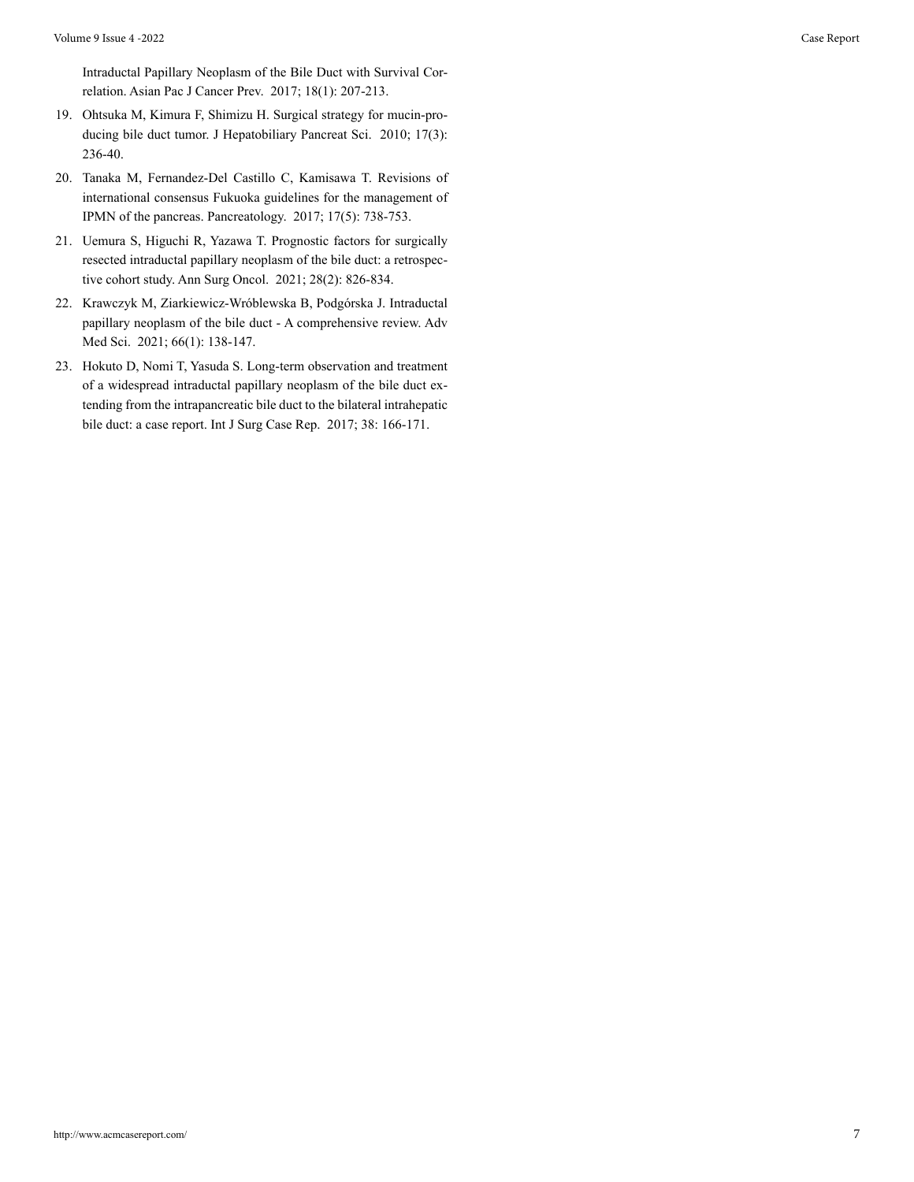Intraductal Papillary Neoplasm of the Bile Duct with Survival Correlation. Asian Pac J Cancer Prev. 2017; 18(1): 207-213.

19. Ohtsuka M, Kimura F, Shimizu H. Surgical strategy for mucin-producing bile duct tumor. J Hepatobiliary Pancreat Sci. 2010; 17(3): 236-40.

20. Tanaka M, Fernandez-Del Castillo C, Kamisawa T. Revisions of international consensus Fukuoka guidelines for the management of IPMN of the pancreas. Pancreatology. 2017; 17(5): 738-753.

21. Uemura S, Higuchi R, Yazawa T. Prognostic factors for surgically resected intraductal papillary neoplasm of the bile duct: a retrospective cohort study. Ann Surg Oncol. 2021; 28(2): 826-834.

22. Krawczyk M, Ziarkiewicz-Wróblewska B, Podgórska J. Intraductal papillary neoplasm of the bile duct - A comprehensive review. Adv Med Sci. 2021; 66(1): 138-147.

23. Hokuto D, Nomi T, Yasuda S. Long-term observation and treatment of a widespread intraductal papillary neoplasm of the bile duct extending from the intrapancreatic bile duct to the bilateral intrahepatic bile duct: a case report. Int J Surg Case Rep. 2017; 38: 166-171.